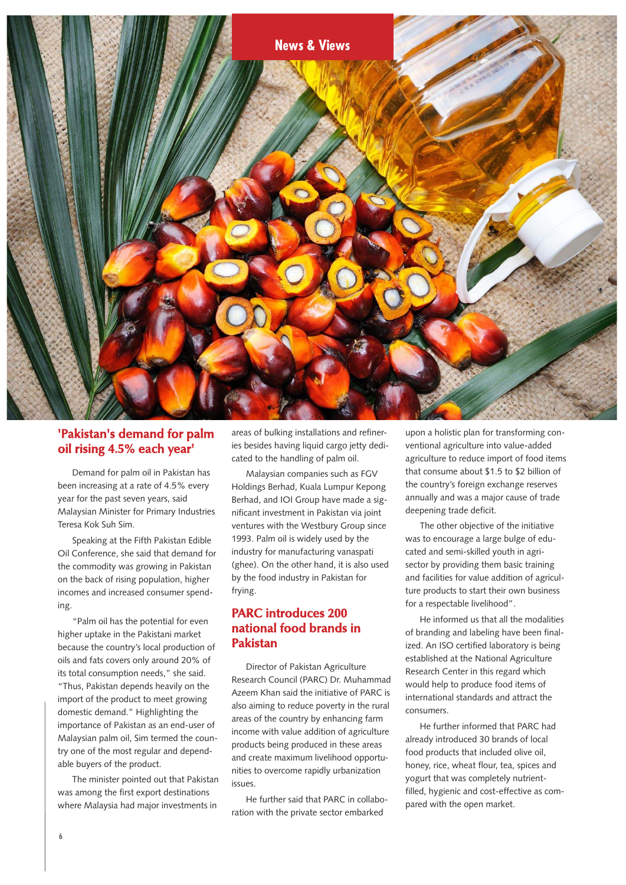News & Views

## 'Pakistan's demand for palm oil rising 4.5% each year'

Demand for palm oil in Pakistan has been increasing at a rate of 4.5% every year for the past seven years, said Malaysian Minister for Primary Industries Teresa Kok Suh Sim.

Speaking at the Fifth Pakistan Edible Oil Conference, she said that demand for the commodity was growing in Pakistan on the back of rising population, higher incomes and increased consumer spending.

"Palm oil has the potential for even higher uptake in the Pakistani market because the country's local production of oils and fats covers only around 20% of its total consumption needs," she said. "Thus, Pakistan depends heavily on the import of the product to meet growing domestic demand." Highlighting the importance of Pakistan as an end-user of Malaysian palm oil, Sim termed the country one of the most regular and dependable buyers of the product.

The minister pointed out that Pakistan was among the first export destinations where Malaysia had major investments in areas of bulking installations and refineries besides having liquid cargo jetty dedicated to the handling of palm oil.

Malaysian companies such as FGV Holdings Berhad, Kuala Lumpur Kepong Berhad, and IOI Group have made a significant investment in Pakistan via joint ventures with the Westbury Group since 1993. Palm oil is widely used by the industry for manufacturing vanaspati (ghee). On the other hand, it is also used by the food industry in Pakistan for frying.

## PARC introduces 200 national food brands in Pakistan

Director of Pakistan Agriculture Research Council (PARC) Dr. Muhammad Azeem Khan said the initiative of PARC is also aiming to reduce poverty in the rural areas of the country by enhancing farm income with value addition of agriculture products being produced in these areas and create maximum livelihood opportunities to overcome rapidly urbanization issues.

He further said that PARC in collaboration with the private sector embarked upon a holistic plan for transforming conventional agriculture into value-added agriculture to reduce import of food items that consume about $1.5 to $2 billion of the country's foreign exchange reserves annually and was a major cause of trade deepening trade deficit.

The other objective of the initiative was to encourage a large bulge of educated and semi-skilled youth in agri-sector by providing them basic training and facilities for value addition of agriculture products to start their own business for a respectable livelihood".

He informed us that all the modalities of branding and labeling have been finalized. An ISO certified laboratory is being established at the National Agriculture Research Center in this regard which would help to produce food items of international standards and attract the consumers.

He further informed that PARC had already introduced 30 brands of local food products that included olive oil, honey, rice, wheat flour, tea, spices and yogurt that was completely nutrient-filled, hygienic and cost-effective as compared with the open market.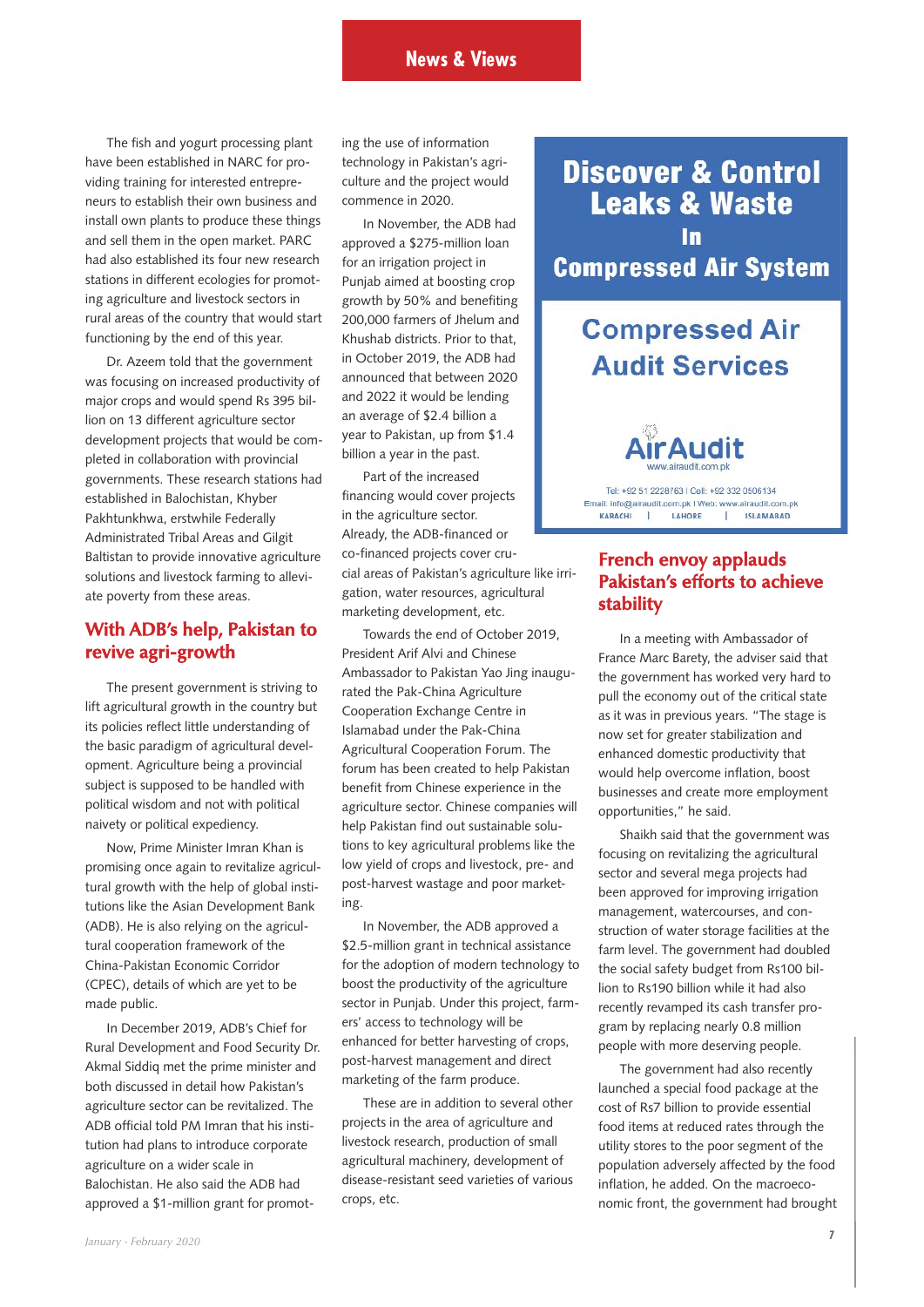The fish and yogurt processing plant have been established in NARC for providing training for interested entrepreneurs to establish their own business and install own plants to produce these things and sell them in the open market. PARC had also established its four new research stations in different ecologies for promoting agriculture and livestock sectors in rural areas of the country that would start functioning by the end of this year.

Dr. Azeem told that the government was focusing on increased productivity of major crops and would spend Rs 395 billion on 13 different agriculture sector development projects that would be completed in collaboration with provincial governments. These research stations had established in Balochistan, Khyber Pakhtunkhwa, erstwhile Federally Administrated Tribal Areas and Gilgit Baltistan to provide innovative agriculture solutions and livestock farming to alleviate poverty from these areas.

## With ADB's help, Pakistan to revive agri-growth

The present government is striving to lift agricultural growth in the country but its policies reflect little understanding of the basic paradigm of agricultural development. Agriculture being a provincial subject is supposed to be handled with political wisdom and not with political naivety or political expediency.

Now, Prime Minister Imran Khan is promising once again to revitalize agricultural growth with the help of global institutions like the Asian Development Bank (ADB). He is also relying on the agricultural cooperation framework of the China-Pakistan Economic Corridor (CPEC), details of which are yet to be made public.

In December 2019, ADB's Chief for Rural Development and Food Security Dr. Akmal Siddiq met the prime minister and both discussed in detail how Pakistan's agriculture sector can be revitalized. The ADB official told PM Imran that his institution had plans to introduce corporate agriculture on a wider scale in Balochistan. He also said the ADB had approved a $1-million grant for promoting the use of information technology in Pakistan's agriculture and the project would commence in 2020.

In November, the ADB had approved a $275-million loan for an irrigation project in Punjab aimed at boosting crop growth by 50% and benefiting 200,000 farmers of Jhelum and Khushab districts. Prior to that, in October 2019, the ADB had announced that between 2020 and 2022 it would be lending an average of $2.4 billion a year to Pakistan, up from $1.4 billion a year in the past.

Part of the increased financing would cover projects in the agriculture sector. Already, the ADB-financed or co-financed projects cover crucial areas of Pakistan's agriculture like irrigation, water resources, agricultural marketing development, etc.

Towards the end of October 2019, President Arif Alvi and Chinese Ambassador to Pakistan Yao Jing inaugurated the Pak-China Agriculture Cooperation Exchange Centre in Islamabad under the Pak-China Agricultural Cooperation Forum. The forum has been created to help Pakistan benefit from Chinese experience in the agriculture sector. Chinese companies will help Pakistan find out sustainable solutions to key agricultural problems like the low yield of crops and livestock, pre- and post-harvest wastage and poor marketing.

In November, the ADB approved a $2.5-million grant in technical assistance for the adoption of modern technology to boost the productivity of the agriculture sector in Punjab. Under this project, farmers' access to technology will be enhanced for better harvesting of crops, post-harvest management and direct marketing of the farm produce.

These are in addition to several other projects in the area of agriculture and livestock research, production of small agricultural machinery, development of disease-resistant seed varieties of various crops, etc.

**Discover & Control Leaks & Waste In Compressed Air System**

**Compressed Air Audit Services**

AirAudit
www.airaudit.com.pk

Tel: +92 51 2228763 | Cell: +92 332 0506134
Email: info@airaudit.com.pk | Web: www.airaudit.com.pk
KARACHI | LAHORE | ISLAMABAD

## French envoy applauds Pakistan's efforts to achieve stability

In a meeting with Ambassador of France Marc Barety, the adviser said that the government has worked very hard to pull the economy out of the critical state as it was in previous years. "The stage is now set for greater stabilization and enhanced domestic productivity that would help overcome inflation, boost businesses and create more employment opportunities," he said.

Shaikh said that the government was focusing on revitalizing the agricultural sector and several mega projects had been approved for improving irrigation management, watercourses, and construction of water storage facilities at the farm level. The government had doubled the social safety budget from Rs100 billion to Rs190 billion while it had also recently revamped its cash transfer program by replacing nearly 0.8 million people with more deserving people.

The government had also recently launched a special food package at the cost of Rs7 billion to provide essential food items at reduced rates through the utility stores to the poor segment of the population adversely affected by the food inflation, he added. On the macroeconomic front, the government had brought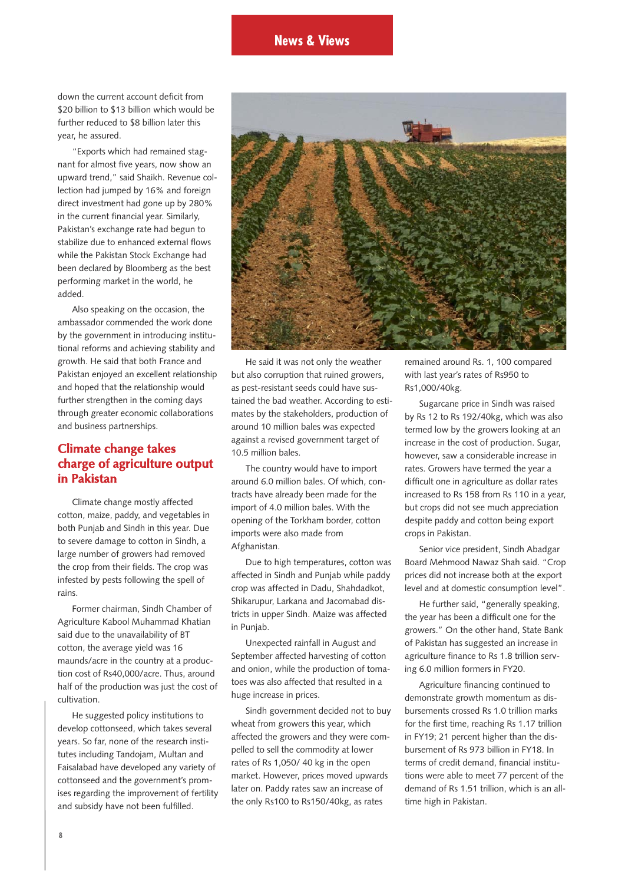down the current account deficit from $20 billion to $13 billion which would be further reduced to $8 billion later this year, he assured.

"Exports which had remained stagnant for almost five years, now show an upward trend," said Shaikh. Revenue collection had jumped by 16% and foreign direct investment had gone up by 280% in the current financial year. Similarly, Pakistan's exchange rate had begun to stabilize due to enhanced external flows while the Pakistan Stock Exchange had been declared by Bloomberg as the best performing market in the world, he added.

Also speaking on the occasion, the ambassador commended the work done by the government in introducing institutional reforms and achieving stability and growth. He said that both France and Pakistan enjoyed an excellent relationship and hoped that the relationship would further strengthen in the coming days through greater economic collaborations and business partnerships.

## Climate change takes charge of agriculture output in Pakistan

Climate change mostly affected cotton, maize, paddy, and vegetables in both Punjab and Sindh in this year. Due to severe damage to cotton in Sindh, a large number of growers had removed the crop from their fields. The crop was infested by pests following the spell of rains.

Former chairman, Sindh Chamber of Agriculture Kabool Muhammad Khatian said due to the unavailability of BT cotton, the average yield was 16 maunds/acre in the country at a production cost of Rs40,000/acre. Thus, around half of the production was just the cost of cultivation.

He suggested policy institutions to develop cottonseed, which takes several years. So far, none of the research institutes including Tandojam, Multan and Faisalabad have developed any variety of cottonseed and the government's promises regarding the improvement of fertility and subsidy have not been fulfilled.

He said it was not only the weather but also corruption that ruined growers, as pest-resistant seeds could have sustained the bad weather. According to estimates by the stakeholders, production of around 10 million bales was expected against a revised government target of 10.5 million bales.

The country would have to import around 6.0 million bales. Of which, contracts have already been made for the import of 4.0 million bales. With the opening of the Torkham border, cotton imports were also made from Afghanistan.

Due to high temperatures, cotton was affected in Sindh and Punjab while paddy crop was affected in Dadu, Shahdadkot, Shikarupur, Larkana and Jacomabad districts in upper Sindh. Maize was affected in Punjab.

Unexpected rainfall in August and September affected harvesting of cotton and onion, while the production of tomatoes was also affected that resulted in a huge increase in prices.

Sindh government decided not to buy wheat from growers this year, which affected the growers and they were compelled to sell the commodity at lower rates of Rs 1,050/ 40 kg in the open market. However, prices moved upwards later on. Paddy rates saw an increase of the only Rs100 to Rs150/40kg, as rates remained around Rs. 1, 100 compared with last year's rates of Rs950 to Rs1,000/40kg.

Sugarcane price in Sindh was raised by Rs 12 to Rs 192/40kg, which was also termed low by the growers looking at an increase in the cost of production. Sugar, however, saw a considerable increase in rates. Growers have termed the year a difficult one in agriculture as dollar rates increased to Rs 158 from Rs 110 in a year, but crops did not see much appreciation despite paddy and cotton being export crops in Pakistan.

Senior vice president, Sindh Abadgar Board Mehmood Nawaz Shah said. "Crop prices did not increase both at the export level and at domestic consumption level".

He further said, "generally speaking, the year has been a difficult one for the growers." On the other hand, State Bank of Pakistan has suggested an increase in agriculture finance to Rs 1.8 trillion serving 6.0 million formers in FY20.

Agriculture financing continued to demonstrate growth momentum as disbursements crossed Rs 1.0 trillion marks for the first time, reaching Rs 1.17 trillion in FY19; 21 percent higher than the disbursement of Rs 973 billion in FY18. In terms of credit demand, financial institutions were able to meet 77 percent of the demand of Rs 1.51 trillion, which is an all-time high in Pakistan.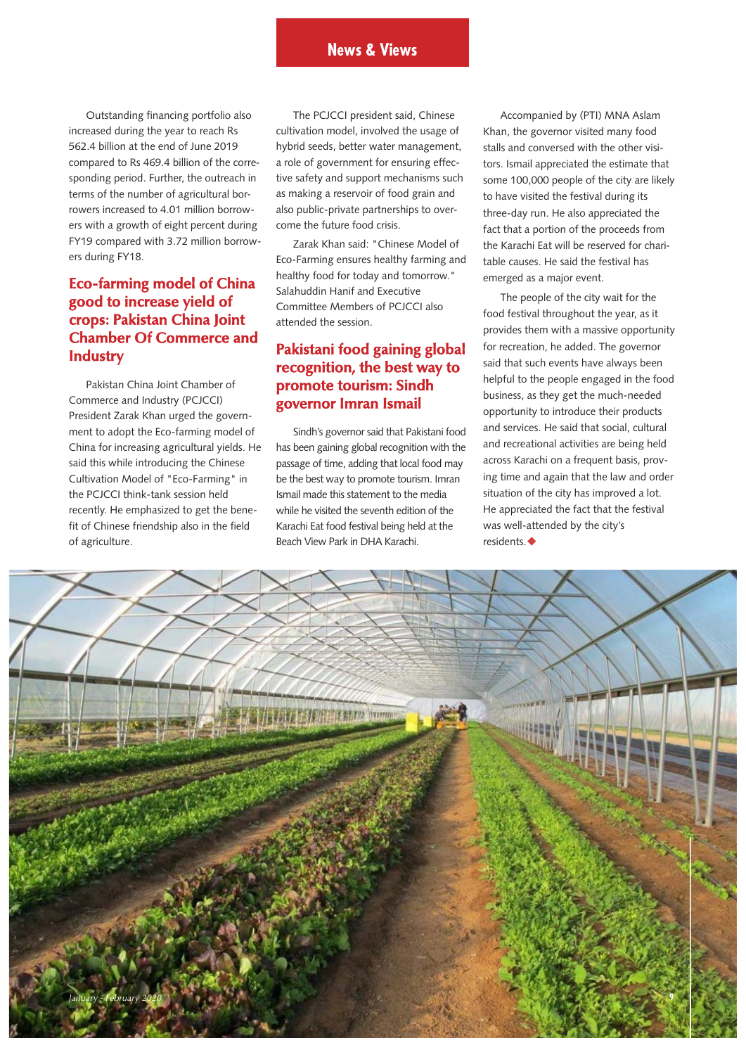Outstanding financing portfolio also increased during the year to reach Rs 562.4 billion at the end of June 2019 compared to Rs 469.4 billion of the corresponding period. Further, the outreach in terms of the number of agricultural borrowers increased to 4.01 million borrowers with a growth of eight percent during FY19 compared with 3.72 million borrowers during FY18.

## Eco-farming model of China good to increase yield of crops: Pakistan China Joint Chamber Of Commerce and Industry

Pakistan China Joint Chamber of Commerce and Industry (PCJCCI) President Zarak Khan urged the government to adopt the Eco-farming model of China for increasing agricultural yields. He said this while introducing the Chinese Cultivation Model of "Eco-Farming" in the PCJCCI think-tank session held recently. He emphasized to get the benefit of Chinese friendship also in the field of agriculture.

The PCJCCI president said, Chinese cultivation model, involved the usage of hybrid seeds, better water management, a role of government for ensuring effective safety and support mechanisms such as making a reservoir of food grain and also public-private partnerships to overcome the future food crisis.

Zarak Khan said: "Chinese Model of Eco-Farming ensures healthy farming and healthy food for today and tomorrow." Salahuddin Hanif and Executive Committee Members of PCJCCI also attended the session.

## Pakistani food gaining global recognition, the best way to promote tourism: Sindh governor Imran Ismail

Sindh's governor said that Pakistani food has been gaining global recognition with the passage of time, adding that local food may be the best way to promote tourism. Imran Ismail made this statement to the media while he visited the seventh edition of the Karachi Eat food festival being held at the Beach View Park in DHA Karachi.

Accompanied by (PTI) MNA Aslam Khan, the governor visited many food stalls and conversed with the other visitors. Ismail appreciated the estimate that some 100,000 people of the city are likely to have visited the festival during its three-day run. He also appreciated the fact that a portion of the proceeds from the Karachi Eat will be reserved for charitable causes. He said the festival has emerged as a major event.

The people of the city wait for the food festival throughout the year, as it provides them with a massive opportunity for recreation, he added. The governor said that such events have always been helpful to the people engaged in the food business, as they get the much-needed opportunity to introduce their products and services. He said that social, cultural and recreational activities are being held across Karachi on a frequent basis, proving time and again that the law and order situation of the city has improved a lot. He appreciated the fact that the festival was well-attended by the city's residents.◆